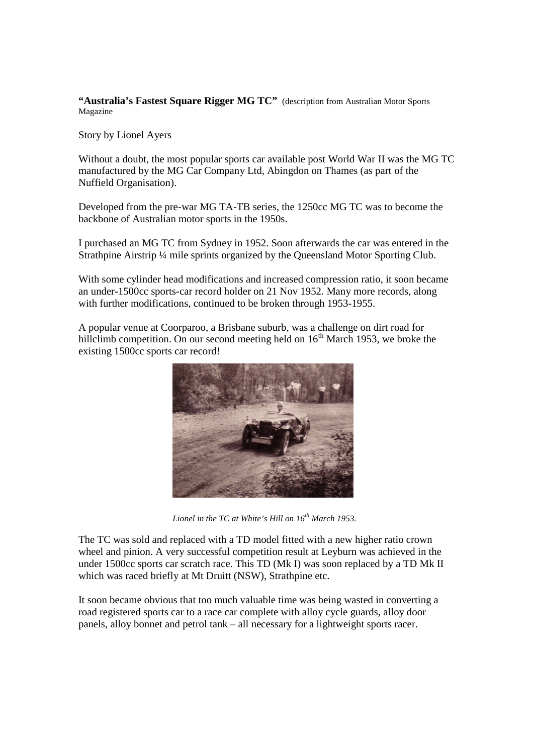**"Australia's Fastest Square Rigger MG TC"** (description from Australian Motor Sports Magazine

Story by Lionel Ayers

Without a doubt, the most popular sports car available post World War II was the MG TC manufactured by the MG Car Company Ltd, Abingdon on Thames (as part of the Nuffield Organisation).

Developed from the pre-war MG TA-TB series, the 1250cc MG TC was to become the backbone of Australian motor sports in the 1950s.

I purchased an MG TC from Sydney in 1952. Soon afterwards the car was entered in the Strathpine Airstrip ¼ mile sprints organized by the Queensland Motor Sporting Club.

With some cylinder head modifications and increased compression ratio, it soon became an under-1500cc sports-car record holder on 21 Nov 1952. Many more records, along with further modifications, continued to be broken through 1953-1955.

A popular venue at Coorparoo, a Brisbane suburb, was a challenge on dirt road for hillclimb competition. On our second meeting held on 16th March 1953, we broke the existing 1500cc sports car record!

*Lionel in the TC at White's Hill on 16th March 1953.*

The TC was sold and replaced with a TD model fitted with a new higher ratio crown wheel and pinion. A very successful competition result at Leyburn was achieved in the under 1500cc sports car scratch race. This TD (Mk I) was soon replaced by a TD Mk II which was raced briefly at Mt Druitt (NSW), Strathpine etc.

It soon became obvious that too much valuable time was being wasted in converting a road registered sports car to a race car complete with alloy cycle guards, alloy door panels, alloy bonnet and petrol tank – all necessary for a lightweight sports racer.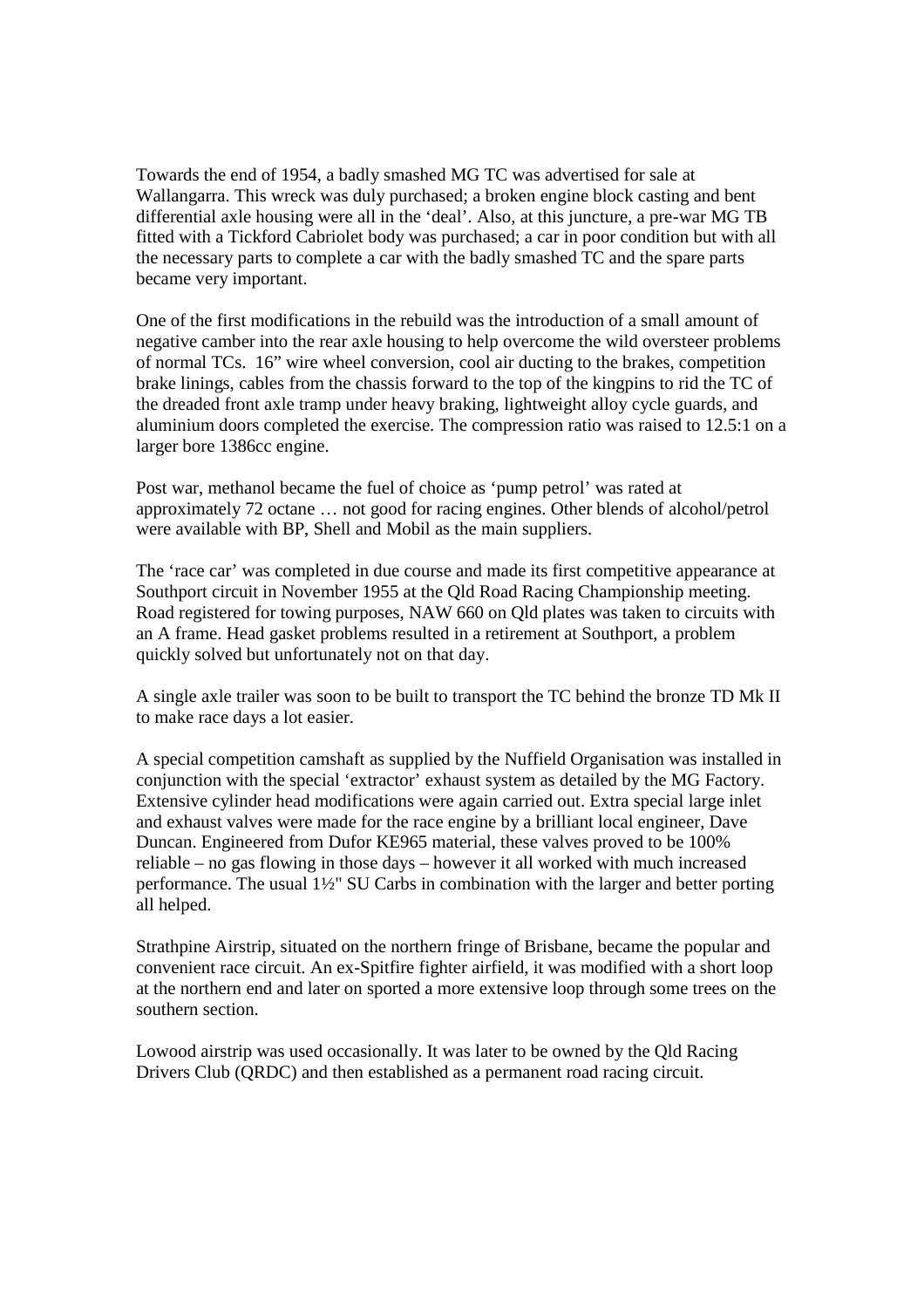Towards the end of 1954, a badly smashed MG TC was advertised for sale at Wallangarra. This wreck was duly purchased; a broken engine block casting and bent differential axle housing were all in the 'deal'. Also, at this juncture, a pre-war MG TB fitted with a Tickford Cabriolet body was purchased; a car in poor condition but with all the necessary parts to complete a car with the badly smashed TC and the spare parts became very important.

One of the first modifications in the rebuild was the introduction of a small amount of negative camber into the rear axle housing to help overcome the wild oversteer problems of normal TCs.  16" wire wheel conversion, cool air ducting to the brakes, competition brake linings, cables from the chassis forward to the top of the kingpins to rid the TC of the dreaded front axle tramp under heavy braking, lightweight alloy cycle guards, and aluminium doors completed the exercise. The compression ratio was raised to 12.5:1 on a larger bore 1386cc engine.

Post war, methanol became the fuel of choice as 'pump petrol' was rated at approximately 72 octane … not good for racing engines. Other blends of alcohol/petrol were available with BP, Shell and Mobil as the main suppliers.

The 'race car' was completed in due course and made its first competitive appearance at Southport circuit in November 1955 at the Qld Road Racing Championship meeting. Road registered for towing purposes, NAW 660 on Qld plates was taken to circuits with an A frame. Head gasket problems resulted in a retirement at Southport, a problem quickly solved but unfortunately not on that day.

A single axle trailer was soon to be built to transport the TC behind the bronze TD Mk II to make race days a lot easier.

A special competition camshaft as supplied by the Nuffield Organisation was installed in conjunction with the special 'extractor' exhaust system as detailed by the MG Factory. Extensive cylinder head modifications were again carried out. Extra special large inlet and exhaust valves were made for the race engine by a brilliant local engineer, Dave Duncan. Engineered from Dufor KE965 material, these valves proved to be 100% reliable – no gas flowing in those days – however it all worked with much increased performance. The usual 1½" SU Carbs in combination with the larger and better porting all helped.

Strathpine Airstrip, situated on the northern fringe of Brisbane, became the popular and convenient race circuit. An ex-Spitfire fighter airfield, it was modified with a short loop at the northern end and later on sported a more extensive loop through some trees on the southern section.

Lowood airstrip was used occasionally. It was later to be owned by the Qld Racing Drivers Club (QRDC) and then established as a permanent road racing circuit.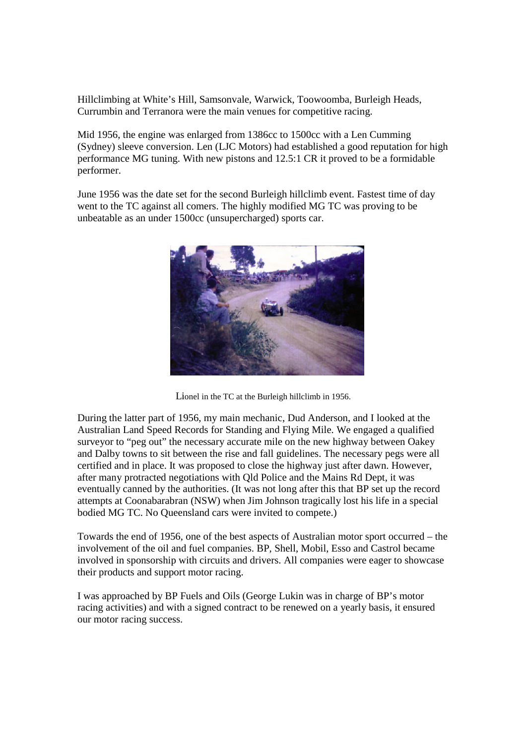Hillclimbing at White's Hill, Samsonvale, Warwick, Toowoomba, Burleigh Heads, Currumbin and Terranora were the main venues for competitive racing.

Mid 1956, the engine was enlarged from 1386cc to 1500cc with a Len Cumming (Sydney) sleeve conversion. Len (LJC Motors) had established a good reputation for high performance MG tuning. With new pistons and 12.5:1 CR it proved to be a formidable performer.

June 1956 was the date set for the second Burleigh hillclimb event. Fastest time of day went to the TC against all comers. The highly modified MG TC was proving to be unbeatable as an under 1500cc (unsupercharged) sports car.

Lionel in the TC at the Burleigh hillclimb in 1956.

During the latter part of 1956, my main mechanic, Dud Anderson, and I looked at the Australian Land Speed Records for Standing and Flying Mile. We engaged a qualified surveyor to "peg out" the necessary accurate mile on the new highway between Oakey and Dalby towns to sit between the rise and fall guidelines. The necessary pegs were all certified and in place. It was proposed to close the highway just after dawn. However, after many protracted negotiations with Qld Police and the Mains Rd Dept, it was eventually canned by the authorities. (It was not long after this that BP set up the record attempts at Coonabarabran (NSW) when Jim Johnson tragically lost his life in a special bodied MG TC. No Queensland cars were invited to compete.)

Towards the end of 1956, one of the best aspects of Australian motor sport occurred – the involvement of the oil and fuel companies. BP, Shell, Mobil, Esso and Castrol became involved in sponsorship with circuits and drivers. All companies were eager to showcase their products and support motor racing.

I was approached by BP Fuels and Oils (George Lukin was in charge of BP's motor racing activities) and with a signed contract to be renewed on a yearly basis, it ensured our motor racing success.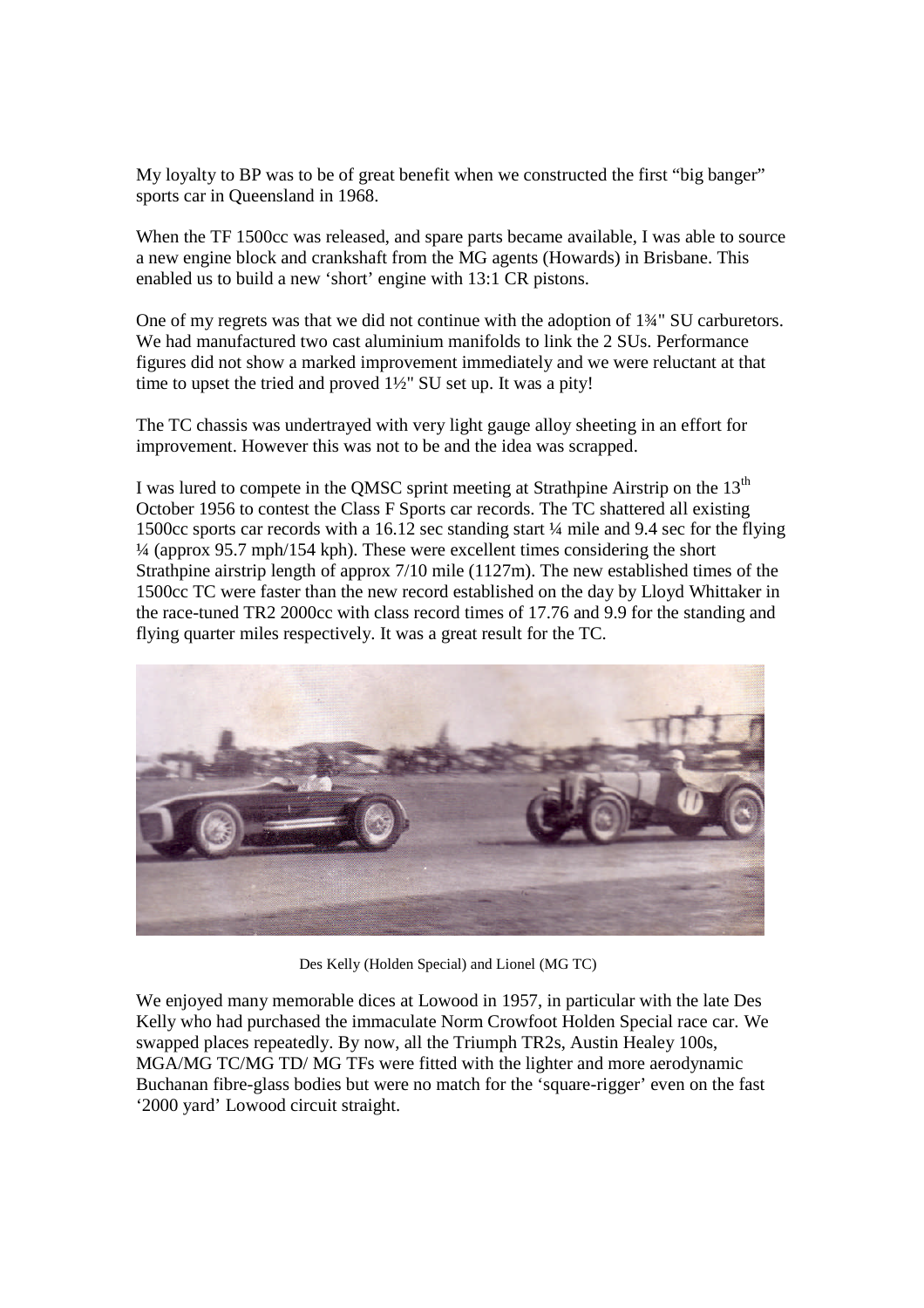My loyalty to BP was to be of great benefit when we constructed the first "big banger" sports car in Queensland in 1968.

When the TF 1500cc was released, and spare parts became available, I was able to source a new engine block and crankshaft from the MG agents (Howards) in Brisbane. This enabled us to build a new 'short' engine with 13:1 CR pistons.

One of my regrets was that we did not continue with the adoption of 1¾" SU carburetors. We had manufactured two cast aluminium manifolds to link the 2 SUs. Performance figures did not show a marked improvement immediately and we were reluctant at that time to upset the tried and proved 1½" SU set up. It was a pity!

The TC chassis was undertrayed with very light gauge alloy sheeting in an effort for improvement. However this was not to be and the idea was scrapped.

I was lured to compete in the QMSC sprint meeting at Strathpine Airstrip on the 13th October 1956 to contest the Class F Sports car records. The TC shattered all existing 1500cc sports car records with a 16.12 sec standing start ¼ mile and 9.4 sec for the flying ¼ (approx 95.7 mph/154 kph). These were excellent times considering the short Strathpine airstrip length of approx 7/10 mile (1127m). The new established times of the 1500cc TC were faster than the new record established on the day by Lloyd Whittaker in the race-tuned TR2 2000cc with class record times of 17.76 and 9.9 for the standing and flying quarter miles respectively. It was a great result for the TC.

Des Kelly (Holden Special) and Lionel (MG TC)

We enjoyed many memorable dices at Lowood in 1957, in particular with the late Des Kelly who had purchased the immaculate Norm Crowfoot Holden Special race car. We swapped places repeatedly. By now, all the Triumph TR2s, Austin Healey 100s, MGA/MG TC/MG TD/ MG TFs were fitted with the lighter and more aerodynamic Buchanan fibre-glass bodies but were no match for the 'square-rigger' even on the fast '2000 yard' Lowood circuit straight.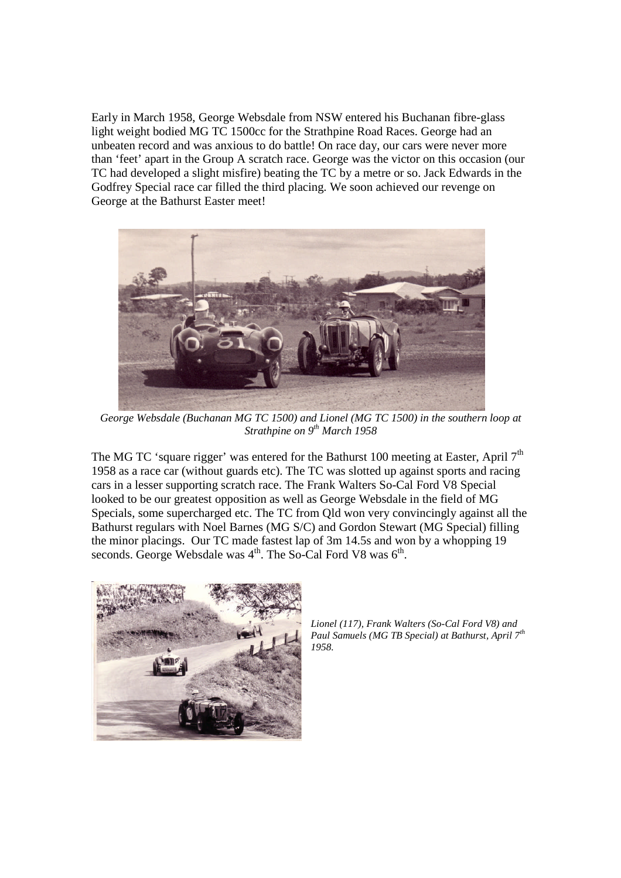Early in March 1958, George Websdale from NSW entered his Buchanan fibre-glass light weight bodied MG TC 1500cc for the Strathpine Road Races. George had an unbeaten record and was anxious to do battle! On race day, our cars were never more than 'feet' apart in the Group A scratch race. George was the victor on this occasion (our TC had developed a slight misfire) beating the TC by a metre or so. Jack Edwards in the Godfrey Special race car filled the third placing. We soon achieved our revenge on George at the Bathurst Easter meet!

*George Websdale (Buchanan MG TC 1500) and Lionel (MG TC 1500) in the southern loop at Strathpine on 9th March 1958*

The MG TC 'square rigger' was entered for the Bathurst 100 meeting at Easter, April 7th 1958 as a race car (without guards etc). The TC was slotted up against sports and racing cars in a lesser supporting scratch race. The Frank Walters So-Cal Ford V8 Special looked to be our greatest opposition as well as George Websdale in the field of MG Specials, some supercharged etc. The TC from Qld won very convincingly against all the Bathurst regulars with Noel Barnes (MG S/C) and Gordon Stewart (MG Special) filling the minor placings. Our TC made fastest lap of 3m 14.5s and won by a whopping 19 seconds. George Websdale was 4th. The So-Cal Ford V8 was 6th.

*Lionel (117), Frank Walters (So-Cal Ford V8) and Paul Samuels (MG TB Special) at Bathurst, April 7th 1958.*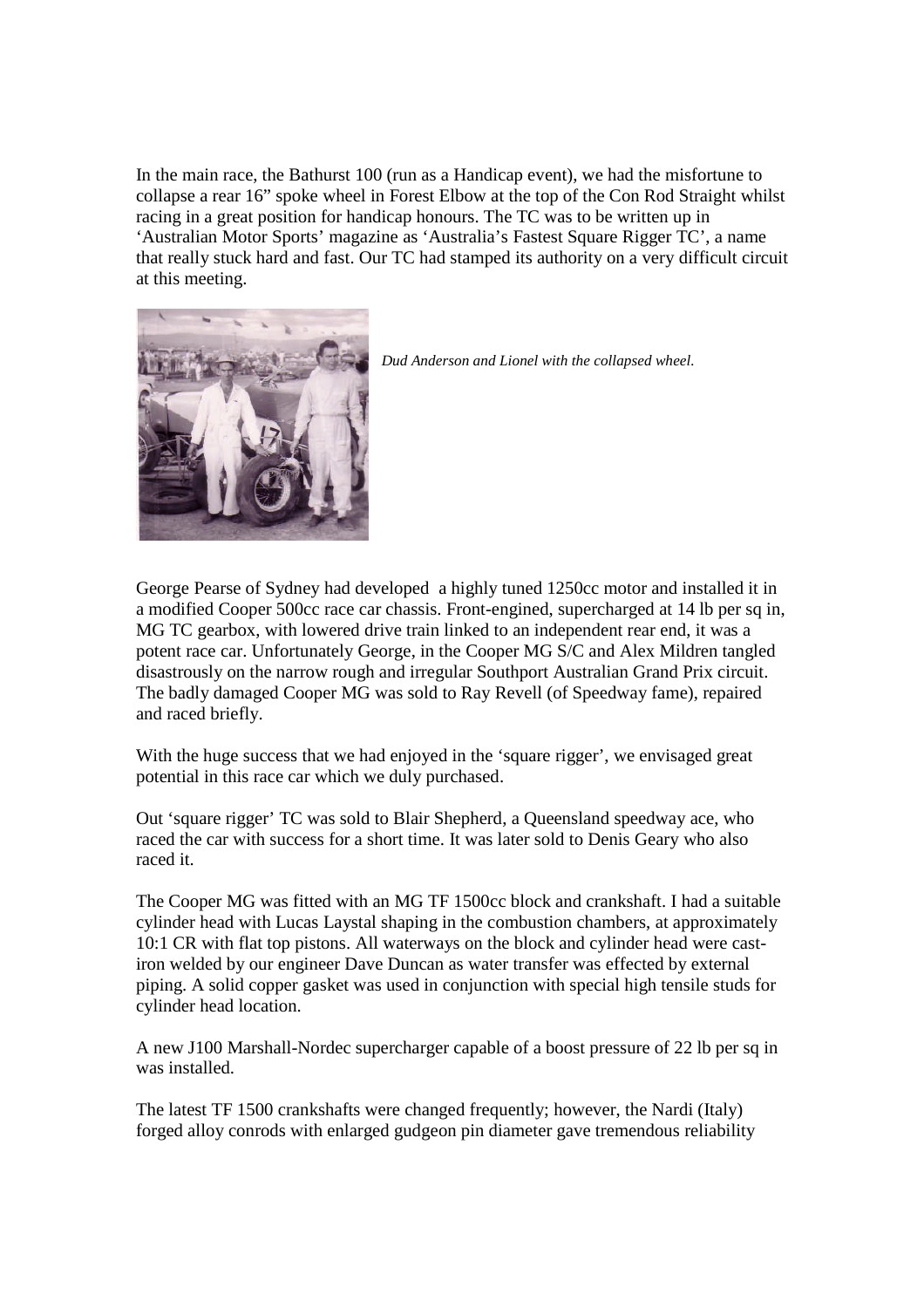In the main race, the Bathurst 100 (run as a Handicap event), we had the misfortune to collapse a rear 16" spoke wheel in Forest Elbow at the top of the Con Rod Straight whilst racing in a great position for handicap honours. The TC was to be written up in 'Australian Motor Sports' magazine as 'Australia's Fastest Square Rigger TC', a name that really stuck hard and fast. Our TC had stamped its authority on a very difficult circuit at this meeting.

*Dud Anderson and Lionel with the collapsed wheel.*

George Pearse of Sydney had developed a highly tuned 1250cc motor and installed it in a modified Cooper 500cc race car chassis. Front-engined, supercharged at 14 lb per sq in, MG TC gearbox, with lowered drive train linked to an independent rear end, it was a potent race car. Unfortunately George, in the Cooper MG S/C and Alex Mildren tangled disastrously on the narrow rough and irregular Southport Australian Grand Prix circuit. The badly damaged Cooper MG was sold to Ray Revell (of Speedway fame), repaired and raced briefly.

With the huge success that we had enjoyed in the 'square rigger', we envisaged great potential in this race car which we duly purchased.

Out 'square rigger' TC was sold to Blair Shepherd, a Queensland speedway ace, who raced the car with success for a short time. It was later sold to Denis Geary who also raced it.

The Cooper MG was fitted with an MG TF 1500cc block and crankshaft. I had a suitable cylinder head with Lucas Laystal shaping in the combustion chambers, at approximately 10:1 CR with flat top pistons. All waterways on the block and cylinder head were cast-iron welded by our engineer Dave Duncan as water transfer was effected by external piping. A solid copper gasket was used in conjunction with special high tensile studs for cylinder head location.

A new J100 Marshall-Nordec supercharger capable of a boost pressure of 22 lb per sq in was installed.

The latest TF 1500 crankshafts were changed frequently; however, the Nardi (Italy) forged alloy conrods with enlarged gudgeon pin diameter gave tremendous reliability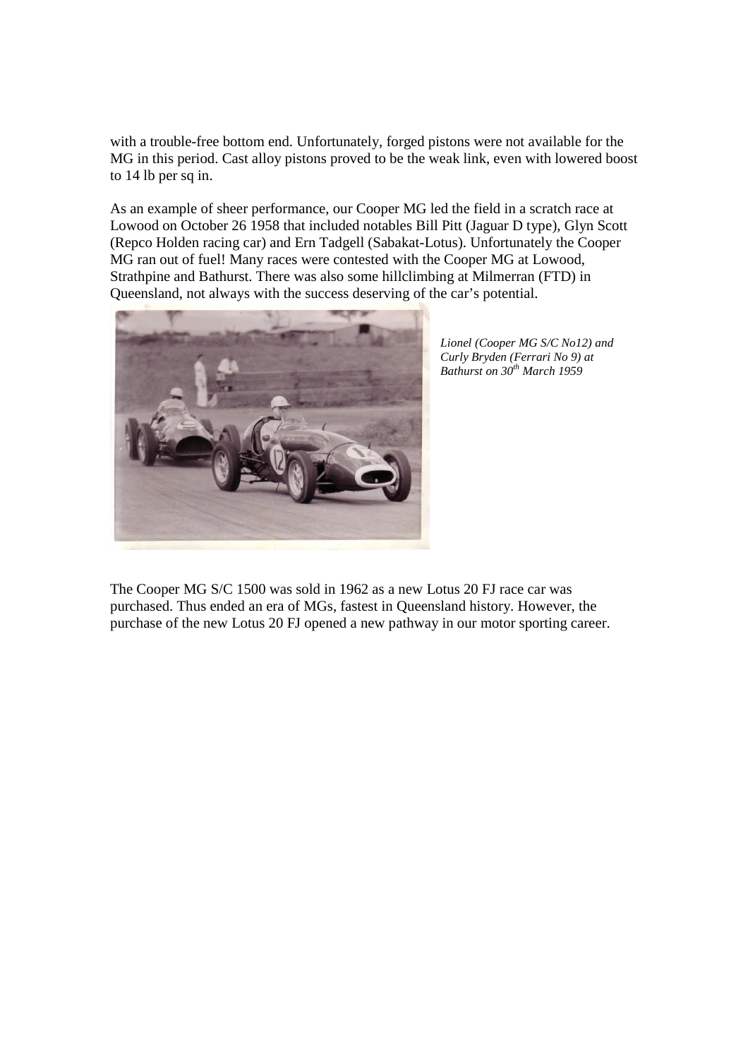with a trouble-free bottom end. Unfortunately, forged pistons were not available for the MG in this period. Cast alloy pistons proved to be the weak link, even with lowered boost to 14 lb per sq in.

As an example of sheer performance, our Cooper MG led the field in a scratch race at Lowood on October 26 1958 that included notables Bill Pitt (Jaguar D type), Glyn Scott (Repco Holden racing car) and Ern Tadgell (Sabakat-Lotus). Unfortunately the Cooper MG ran out of fuel! Many races were contested with the Cooper MG at Lowood, Strathpine and Bathurst. There was also some hillclimbing at Milmerran (FTD) in Queensland, not always with the success deserving of the car's potential.

*Lionel (Cooper MG S/C No12) and Curly Bryden (Ferrari No 9) at Bathurst on 30th March 1959*

The Cooper MG S/C 1500 was sold in 1962 as a new Lotus 20 FJ race car was purchased. Thus ended an era of MGs, fastest in Queensland history. However, the purchase of the new Lotus 20 FJ opened a new pathway in our motor sporting career.